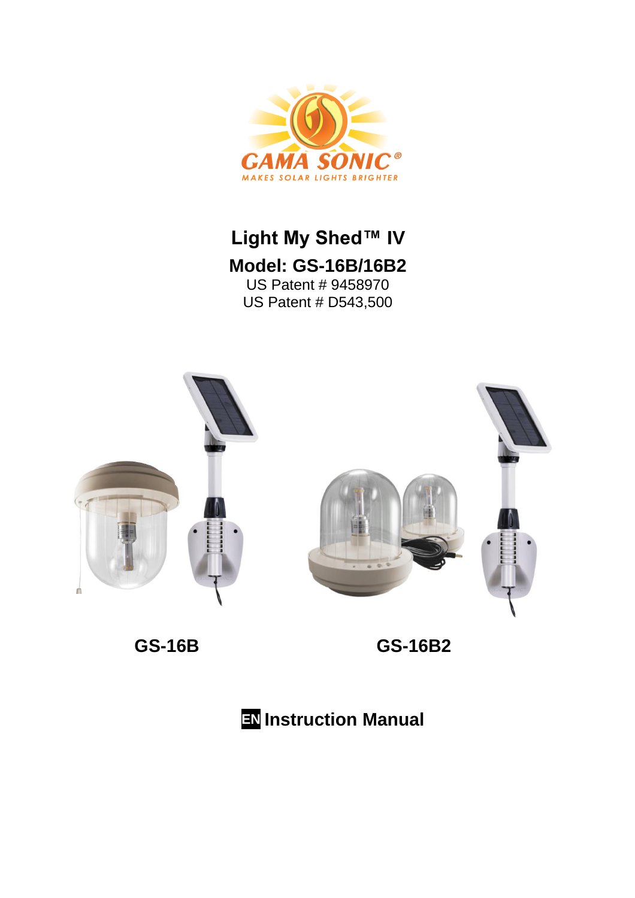GAMA SONIC®

MAKES SOLAR LIGHTS BRIGHTER

# Light My Shed™ IV

## Model: GS-16B/16B2

US Patent # 9458970

US Patent # D543,500

**GS-16B** **GS-16B2**

## EN Instruction Manual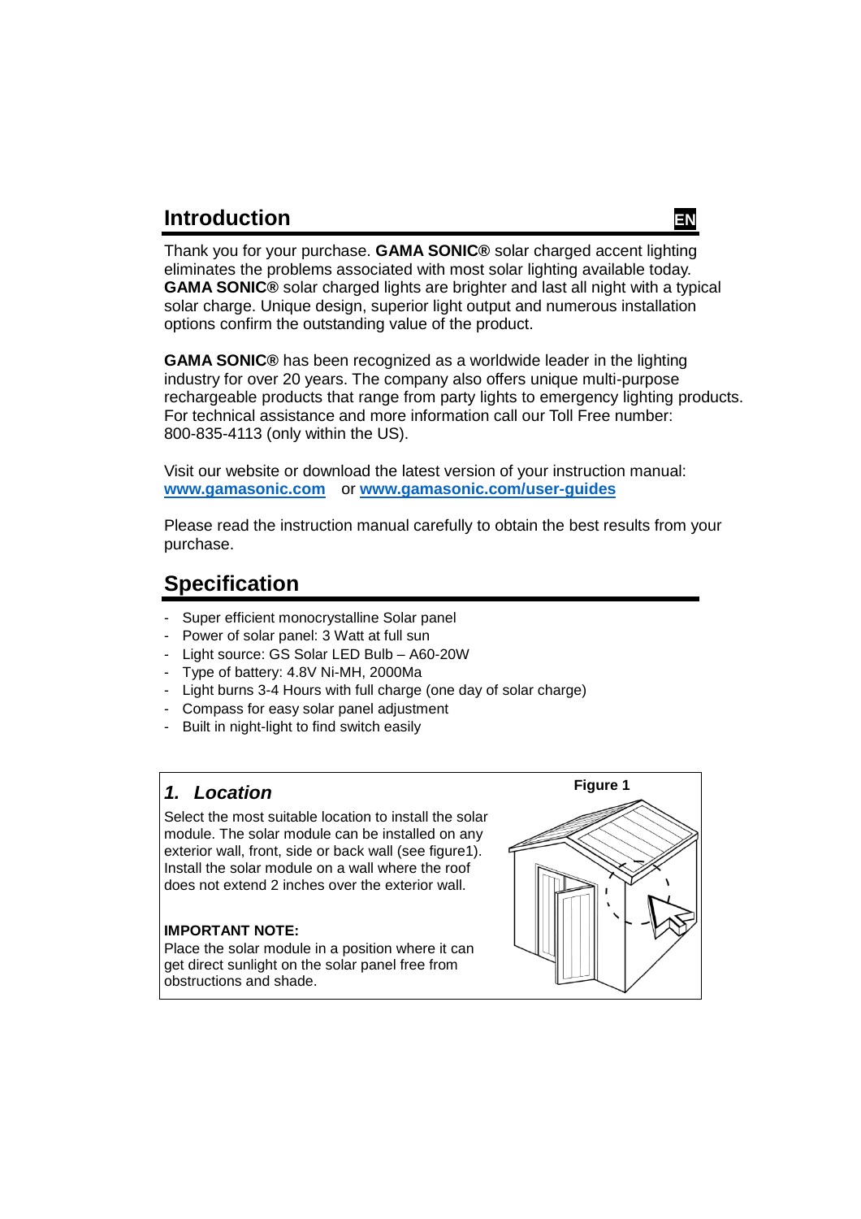## Introduction

Thank you for your purchase. **GAMA SONIC®** solar charged accent lighting eliminates the problems associated with most solar lighting available today. **GAMA SONIC®** solar charged lights are brighter and last all night with a typical solar charge. Unique design, superior light output and numerous installation options confirm the outstanding value of the product.

**GAMA SONIC®** has been recognized as a worldwide leader in the lighting industry for over 20 years. The company also offers unique multi-purpose rechargeable products that range from party lights to emergency lighting products. For technical assistance and more information call our Toll Free number: 800-835-4113 (only within the US).

Visit our website or download the latest version of your instruction manual: **www.gamasonic.com** or **www.gamasonic.com/user-guides**

Please read the instruction manual carefully to obtain the best results from your purchase.

## Specification

- Super efficient monocrystalline Solar panel
- Power of solar panel: 3 Watt at full sun
- Light source: GS Solar LED Bulb – A60-20W
- Type of battery: 4.8V Ni-MH, 2000Ma
- Light burns 3-4 Hours with full charge (one day of solar charge)
- Compass for easy solar panel adjustment
- Built in night-light to find switch easily

### *1. Location*

Select the most suitable location to install the solar module. The solar module can be installed on any exterior wall, front, side or back wall (see figure1). Install the solar module on a wall where the roof does not extend 2 inches over the exterior wall.

**IMPORTANT NOTE:**
Place the solar module in a position where it can get direct sunlight on the solar panel free from obstructions and shade.

**Figure 1**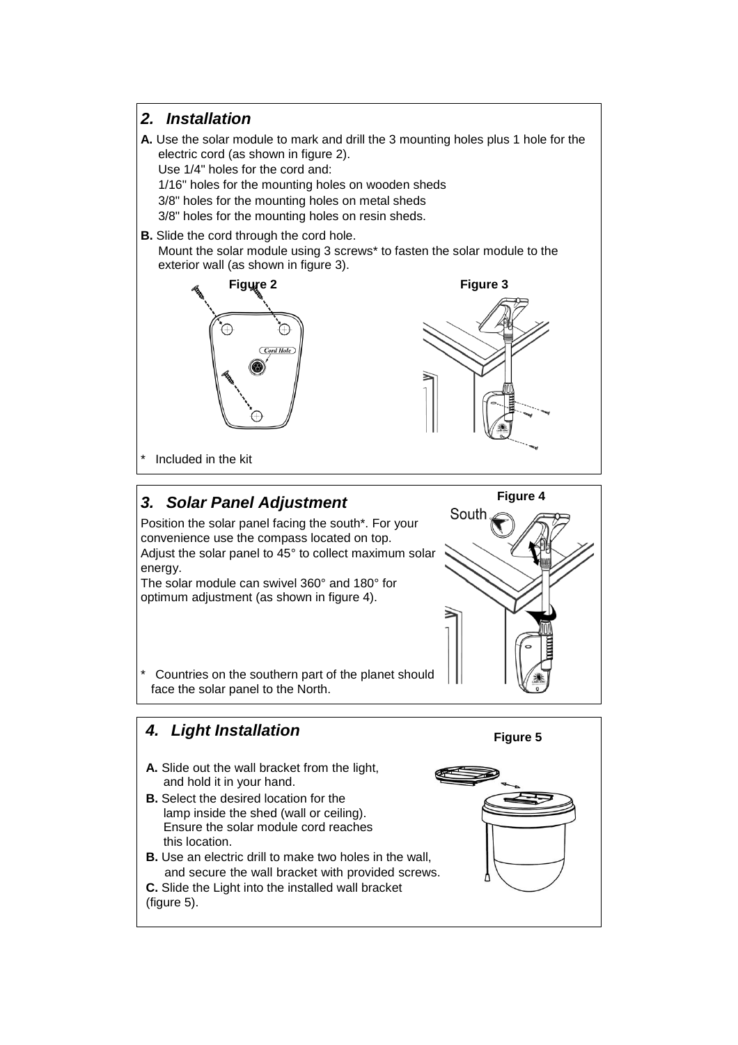## *2. Installation*

**A.** Use the solar module to mark and drill the 3 mounting holes plus 1 hole for the electric cord (as shown in figure 2).
Use 1/4" holes for the cord and:
1/16" holes for the mounting holes on wooden sheds
3/8" holes for the mounting holes on metal sheds
3/8" holes for the mounting holes on resin sheds.

**B.** Slide the cord through the cord hole.
Mount the solar module using 3 screws* to fasten the solar module to the exterior wall (as shown in figure 3).

**Figure 2**

Cord Hole

**Figure 3**

\* Included in the kit

## *3. Solar Panel Adjustment*

Position the solar panel facing the south*. For your convenience use the compass located on top.
Adjust the solar panel to 45° to collect maximum solar energy.
The solar module can swivel 360° and 180° for optimum adjustment (as shown in figure 4).

**Figure 4**

South

\* Countries on the southern part of the planet should face the solar panel to the North.

## *4. Light Installation*

**A.** Slide out the wall bracket from the light, and hold it in your hand.

**B.** Select the desired location for the lamp inside the shed (wall or ceiling). Ensure the solar module cord reaches this location.

**B.** Use an electric drill to make two holes in the wall, and secure the wall bracket with provided screws.

**C.** Slide the Light into the installed wall bracket (figure 5).

**Figure 5**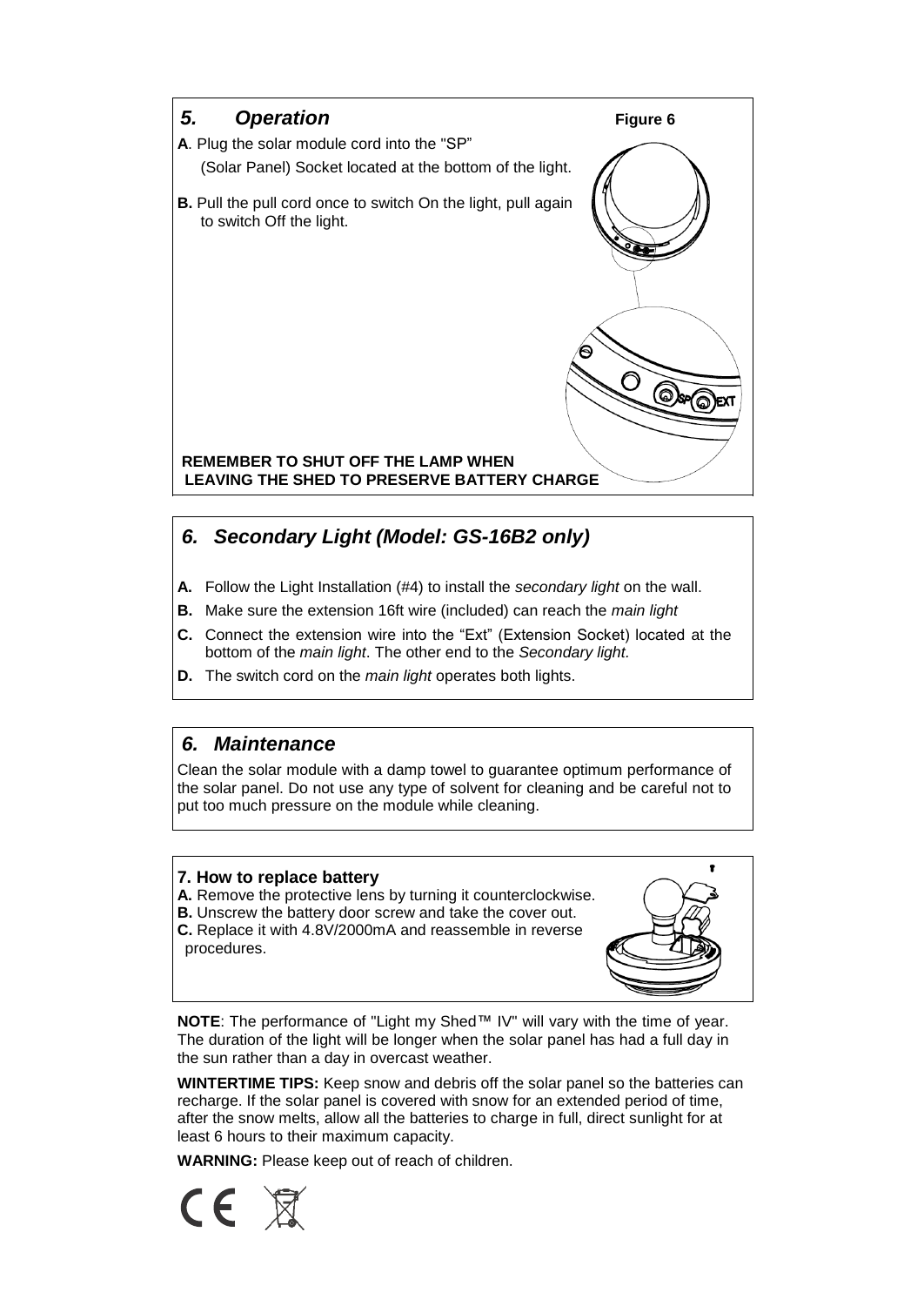## *5. Operation*

**Figure 6**

**A**. Plug the solar module cord into the "SP" (Solar Panel) Socket located at the bottom of the light.

**B.** Pull the pull cord once to switch On the light, pull again to switch Off the light.

SP EXT

**REMEMBER TO SHUT OFF THE LAMP WHEN LEAVING THE SHED TO PRESERVE BATTERY CHARGE**

## *6. Secondary Light (Model: GS-16B2 only)*

**A.** Follow the Light Installation (#4) to install the *secondary light* on the wall.

**B.** Make sure the extension 16ft wire (included) can reach the *main light*

**C.** Connect the extension wire into the "Ext" (Extension Socket) located at the bottom of the *main light*. The other end to the *Secondary light.*

**D.** The switch cord on the *main light* operates both lights.

## *6. Maintenance*

Clean the solar module with a damp towel to guarantee optimum performance of the solar panel. Do not use any type of solvent for cleaning and be careful not to put too much pressure on the module while cleaning.

### 7. How to replace battery

**A.** Remove the protective lens by turning it counterclockwise.
**B.** Unscrew the battery door screw and take the cover out.
**C.** Replace it with 4.8V/2000mA and reassemble in reverse procedures.

**NOTE**: The performance of "Light my Shed™ IV" will vary with the time of year. The duration of the light will be longer when the solar panel has had a full day in the sun rather than a day in overcast weather.

**WINTERTIME TIPS:** Keep snow and debris off the solar panel so the batteries can recharge. If the solar panel is covered with snow for an extended period of time, after the snow melts, allow all the batteries to charge in full, direct sunlight for at least 6 hours to their maximum capacity.

**WARNING:** Please keep out of reach of children.

CE